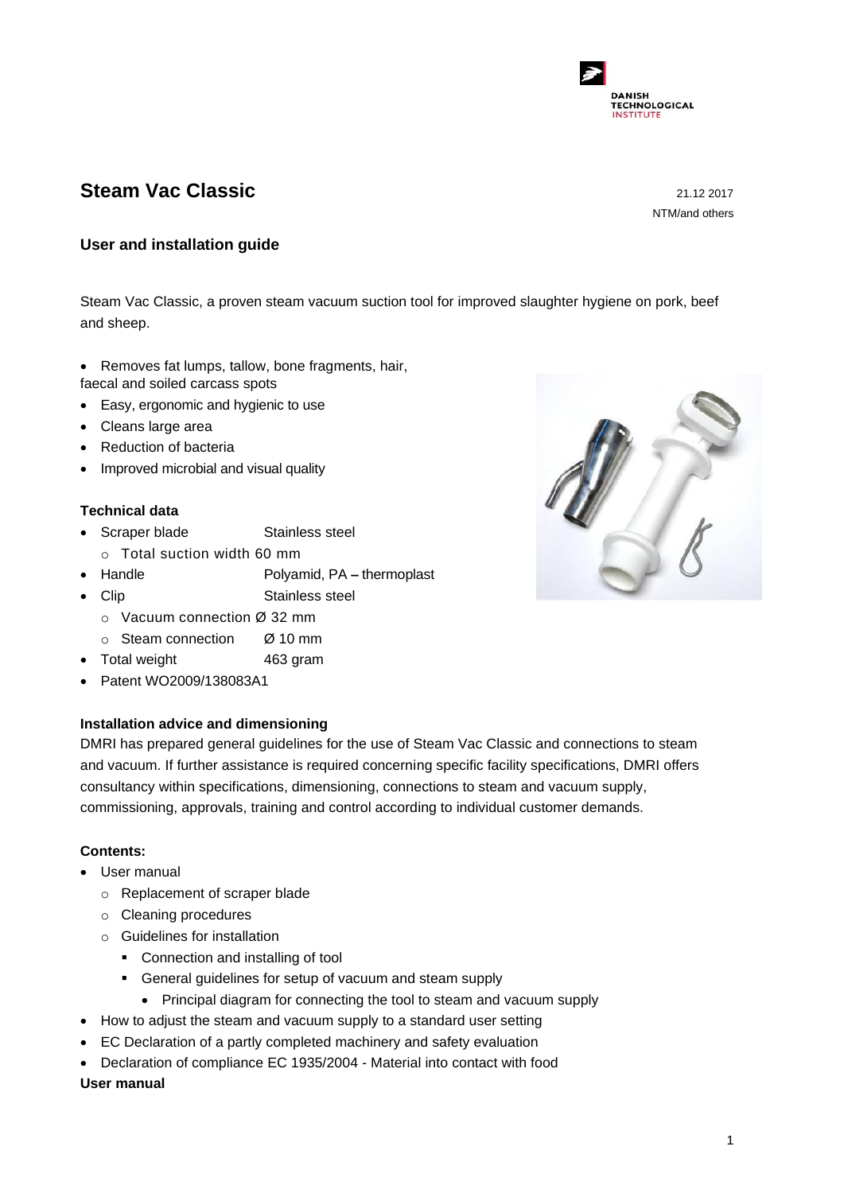# Steam Vac Classic

21.12 2017

NTM/and others

## User and installation guide

Steam Vac Classic, a proven steam vacuum suction tool for improved slaughter hygiene on pork, beef and sheep.

- Removes fat lumps, tallow, bone fragments, hair, faecal and soiled carcass spots
- Easy, ergonomic and hygienic to use
- Cleans large area
- Reduction of bacteria
- Improved microbial and visual quality

### Technical data

- Scraper blade Stainless steel
  - Total suction width 60 mm
- Handle Polyamid, PA – thermoplast
- Clip Stainless steel
  - Vacuum connection Ø 32 mm
  - Steam connection Ø 10 mm
- Total weight 463 gram
- Patent WO2009/138083A1

### Installation advice and dimensioning

DMRI has prepared general guidelines for the use of Steam Vac Classic and connections to steam and vacuum. If further assistance is required concerning specific facility specifications, DMRI offers consultancy within specifications, dimensioning, connections to steam and vacuum supply, commissioning, approvals, training and control according to individual customer demands.

### Contents:

- User manual
  - Replacement of scraper blade
  - Cleaning procedures
  - Guidelines for installation
    - Connection and installing of tool
    - General guidelines for setup of vacuum and steam supply
      - Principal diagram for connecting the tool to steam and vacuum supply
- How to adjust the steam and vacuum supply to a standard user setting
- EC Declaration of a partly completed machinery and safety evaluation
- Declaration of compliance EC 1935/2004 - Material into contact with food

**User manual**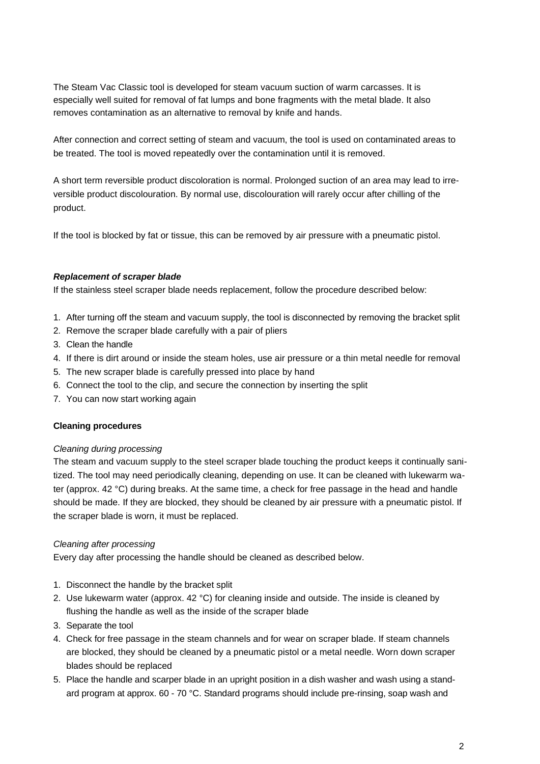The Steam Vac Classic tool is developed for steam vacuum suction of warm carcasses. It is especially well suited for removal of fat lumps and bone fragments with the metal blade. It also removes contamination as an alternative to removal by knife and hands.

After connection and correct setting of steam and vacuum, the tool is used on contaminated areas to be treated. The tool is moved repeatedly over the contamination until it is removed.

A short term reversible product discoloration is normal. Prolonged suction of an area may lead to irreversible product discolouration. By normal use, discolouration will rarely occur after chilling of the product.

If the tool is blocked by fat or tissue, this can be removed by air pressure with a pneumatic pistol.

***Replacement of scraper blade***

If the stainless steel scraper blade needs replacement, follow the procedure described below:

1. After turning off the steam and vacuum supply, the tool is disconnected by removing the bracket split
2. Remove the scraper blade carefully with a pair of pliers
3. Clean the handle
4. If there is dirt around or inside the steam holes, use air pressure or a thin metal needle for removal
5. The new scraper blade is carefully pressed into place by hand
6. Connect the tool to the clip, and secure the connection by inserting the split
7. You can now start working again

**Cleaning procedures**

*Cleaning during processing*

The steam and vacuum supply to the steel scraper blade touching the product keeps it continually sanitized. The tool may need periodically cleaning, depending on use. It can be cleaned with lukewarm water (approx. 42 °C) during breaks. At the same time, a check for free passage in the head and handle should be made. If they are blocked, they should be cleaned by air pressure with a pneumatic pistol. If the scraper blade is worn, it must be replaced.

*Cleaning after processing*

Every day after processing the handle should be cleaned as described below.

1. Disconnect the handle by the bracket split
2. Use lukewarm water (approx. 42 °C) for cleaning inside and outside. The inside is cleaned by flushing the handle as well as the inside of the scraper blade
3. Separate the tool
4. Check for free passage in the steam channels and for wear on scraper blade. If steam channels are blocked, they should be cleaned by a pneumatic pistol or a metal needle. Worn down scraper blades should be replaced
5. Place the handle and scarper blade in an upright position in a dish washer and wash using a standard program at approx. 60 - 70 °C. Standard programs should include pre-rinsing, soap wash and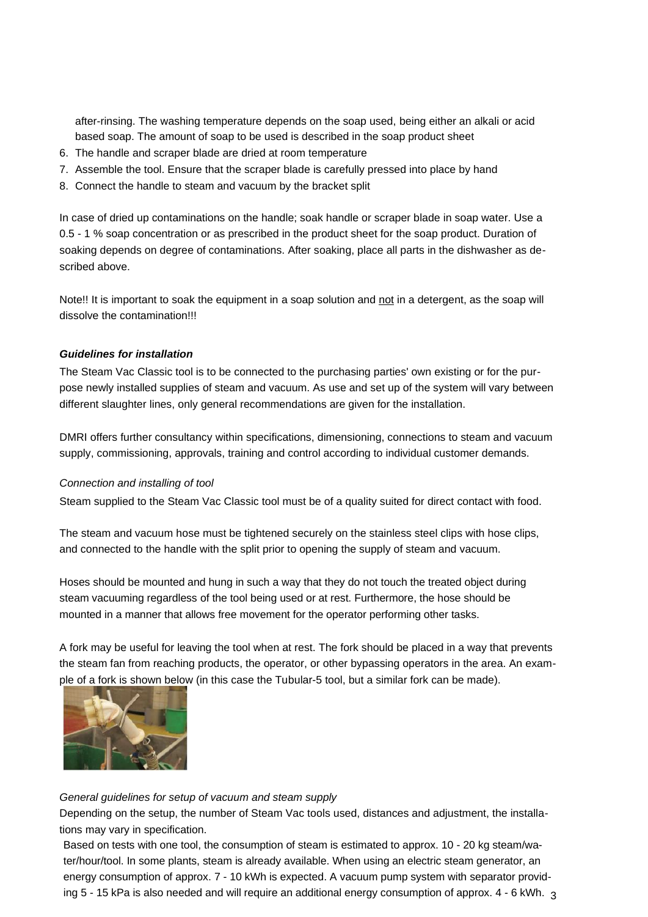after-rinsing. The washing temperature depends on the soap used, being either an alkali or acid based soap. The amount of soap to be used is described in the soap product sheet

6. The handle and scraper blade are dried at room temperature
7. Assemble the tool. Ensure that the scraper blade is carefully pressed into place by hand
8. Connect the handle to steam and vacuum by the bracket split

In case of dried up contaminations on the handle; soak handle or scraper blade in soap water. Use a 0.5 - 1 % soap concentration or as prescribed in the product sheet for the soap product. Duration of soaking depends on degree of contaminations. After soaking, place all parts in the dishwasher as described above.

Note!! It is important to soak the equipment in a soap solution and <u>not</u> in a detergent, as the soap will dissolve the contamination!!!

### *Guidelines for installation*

The Steam Vac Classic tool is to be connected to the purchasing parties' own existing or for the purpose newly installed supplies of steam and vacuum. As use and set up of the system will vary between different slaughter lines, only general recommendations are given for the installation.

DMRI offers further consultancy within specifications, dimensioning, connections to steam and vacuum supply, commissioning, approvals, training and control according to individual customer demands.

*Connection and installing of tool*

Steam supplied to the Steam Vac Classic tool must be of a quality suited for direct contact with food.

The steam and vacuum hose must be tightened securely on the stainless steel clips with hose clips, and connected to the handle with the split prior to opening the supply of steam and vacuum.

Hoses should be mounted and hung in such a way that they do not touch the treated object during steam vacuuming regardless of the tool being used or at rest. Furthermore, the hose should be mounted in a manner that allows free movement for the operator performing other tasks.

A fork may be useful for leaving the tool when at rest. The fork should be placed in a way that prevents the steam fan from reaching products, the operator, or other bypassing operators in the area. An example of a fork is shown below (in this case the Tubular-5 tool, but a similar fork can be made).

*General guidelines for setup of vacuum and steam supply*

Depending on the setup, the number of Steam Vac tools used, distances and adjustment, the installations may vary in specification.

Based on tests with one tool, the consumption of steam is estimated to approx. 10 - 20 kg steam/water/hour/tool. In some plants, steam is already available. When using an electric steam generator, an energy consumption of approx. 7 - 10 kWh is expected. A vacuum pump system with separator providing 5 - 15 kPa is also needed and will require an additional energy consumption of approx. 4 - 6 kWh.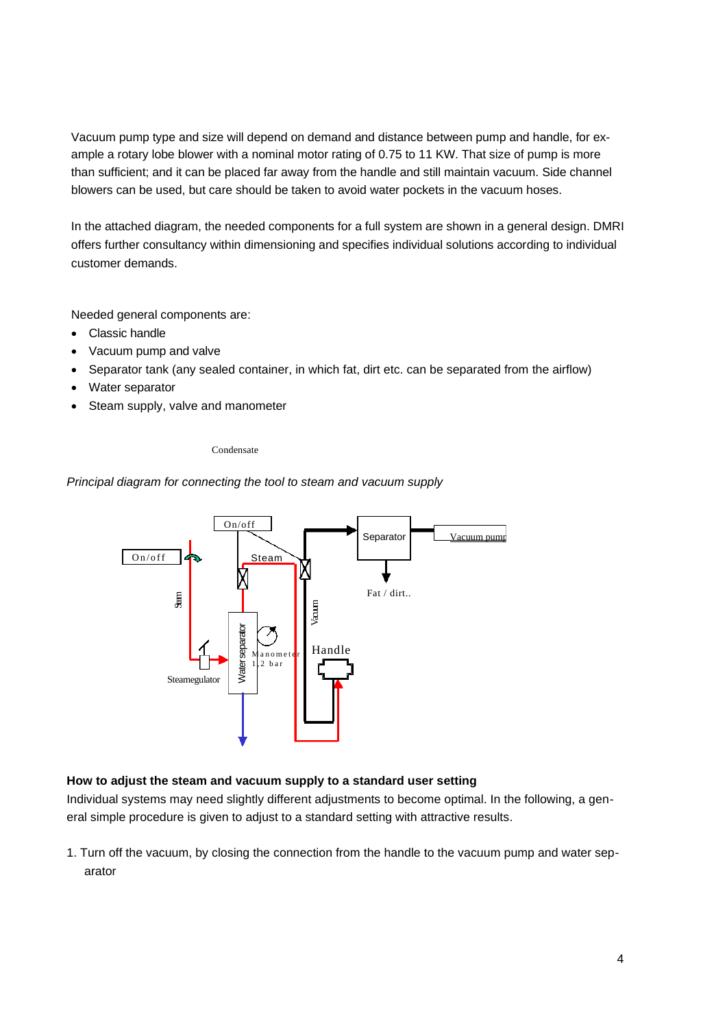Vacuum pump type and size will depend on demand and distance between pump and handle, for example a rotary lobe blower with a nominal motor rating of 0.75 to 11 KW. That size of pump is more than sufficient; and it can be placed far away from the handle and still maintain vacuum. Side channel blowers can be used, but care should be taken to avoid water pockets in the vacuum hoses.

In the attached diagram, the needed components for a full system are shown in a general design. DMRI offers further consultancy within dimensioning and specifies individual solutions according to individual customer demands.

Needed general components are:

- Classic handle
- Vacuum pump and valve
- Separator tank (any sealed container, in which fat, dirt etc. can be separated from the airflow)
- Water separator
- Steam supply, valve and manometer

Condensate

*Principal diagram for connecting the tool to steam and vacuum supply*

On/off

On/off

Steam

Separator

Vacuum pump

Fat / dirt..

Steam

Vacuum

Water separator

Manometer 1,2 bar

Handle

Steamegulator

### How to adjust the steam and vacuum supply to a standard user setting

Individual systems may need slightly different adjustments to become optimal. In the following, a general simple procedure is given to adjust to a standard setting with attractive results.

1. Turn off the vacuum, by closing the connection from the handle to the vacuum pump and water separator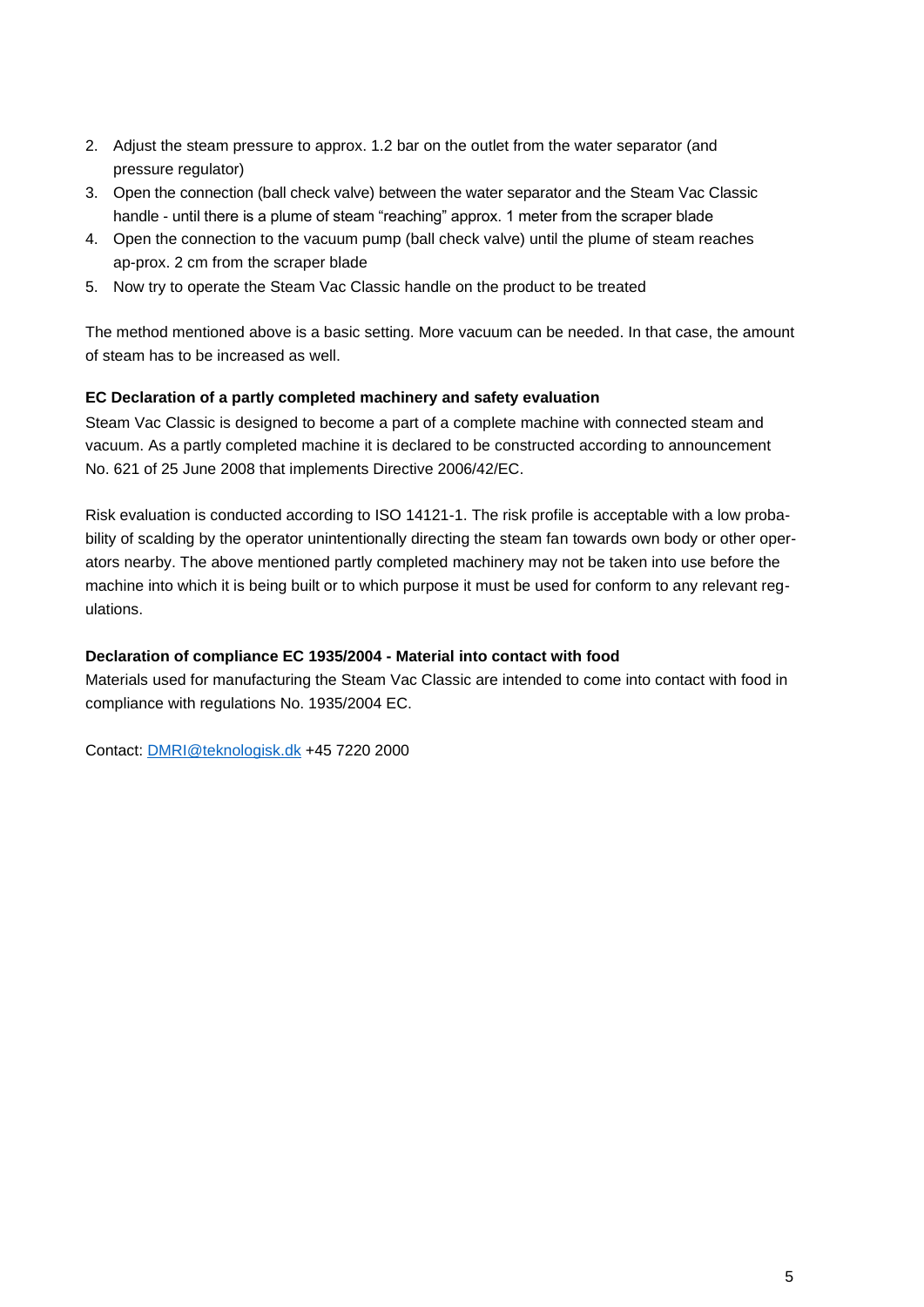2. Adjust the steam pressure to approx. 1.2 bar on the outlet from the water separator (and pressure regulator)
3. Open the connection (ball check valve) between the water separator and the Steam Vac Classic handle - until there is a plume of steam "reaching" approx. 1 meter from the scraper blade
4. Open the connection to the vacuum pump (ball check valve) until the plume of steam reaches ap-prox. 2 cm from the scraper blade
5. Now try to operate the Steam Vac Classic handle on the product to be treated

The method mentioned above is a basic setting. More vacuum can be needed. In that case, the amount of steam has to be increased as well.

**EC Declaration of a partly completed machinery and safety evaluation**

Steam Vac Classic is designed to become a part of a complete machine with connected steam and vacuum. As a partly completed machine it is declared to be constructed according to announcement No. 621 of 25 June 2008 that implements Directive 2006/42/EC.

Risk evaluation is conducted according to ISO 14121-1. The risk profile is acceptable with a low probability of scalding by the operator unintentionally directing the steam fan towards own body or other operators nearby. The above mentioned partly completed machinery may not be taken into use before the machine into which it is being built or to which purpose it must be used for conform to any relevant regulations.

**Declaration of compliance EC 1935/2004 - Material into contact with food**

Materials used for manufacturing the Steam Vac Classic are intended to come into contact with food in compliance with regulations No. 1935/2004 EC.

Contact: [DMRI@teknologisk.dk](mailto:DMRI@teknologisk.dk) +45 7220 2000